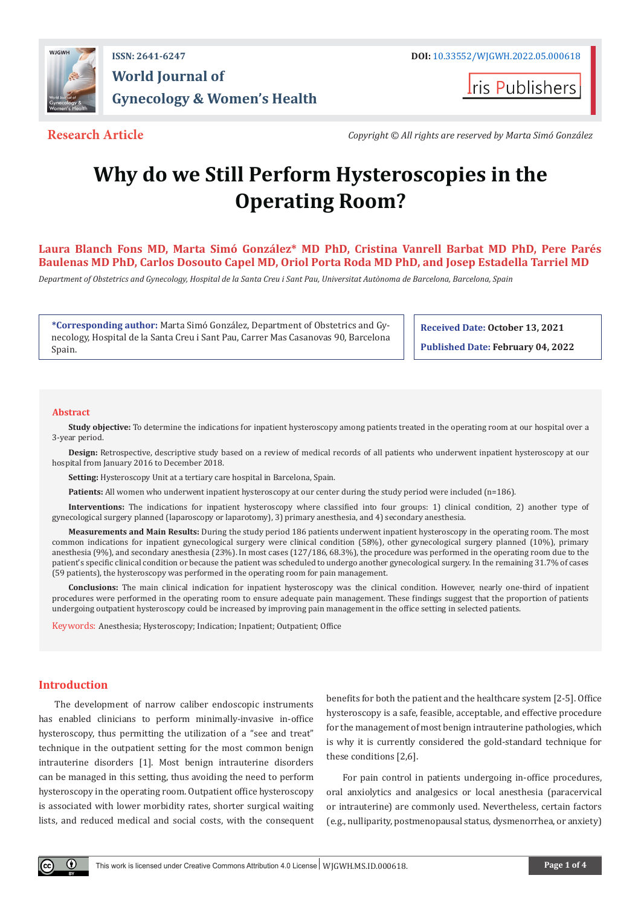ISSN: 2641-6247

**World Journal of Gynecology & Women's Health**

DOI: 10.33552/WJGWH.2022.05.000618

**Research Article**

*Copyright © All rights are reserved by Marta Simó González*

# Why do we Still Perform Hysteroscopies in the Operating Room?

**Laura Blanch Fons MD, Marta Simó González\* MD PhD, Cristina Vanrell Barbat MD PhD, Pere Parés Baulenas MD PhD, Carlos Dosouto Capel MD, Oriol Porta Roda MD PhD, and Josep Estadella Tarriel MD**

*Department of Obstetrics and Gynecology, Hospital de la Santa Creu i Sant Pau, Universitat Autònoma de Barcelona, Barcelona, Spain*

**\*Corresponding author:** Marta Simó González, Department of Obstetrics and Gynecology, Hospital de la Santa Creu i Sant Pau, Carrer Mas Casanovas 90, Barcelona Spain.

**Received Date:** October 13, 2021

**Published Date:** February 04, 2022

## Abstract

**Study objective:** To determine the indications for inpatient hysteroscopy among patients treated in the operating room at our hospital over a 3-year period.

**Design:** Retrospective, descriptive study based on a review of medical records of all patients who underwent inpatient hysteroscopy at our hospital from January 2016 to December 2018.

**Setting:** Hysteroscopy Unit at a tertiary care hospital in Barcelona, Spain.

**Patients:** All women who underwent inpatient hysteroscopy at our center during the study period were included (n=186).

**Interventions:** The indications for inpatient hysteroscopy where classified into four groups: 1) clinical condition, 2) another type of gynecological surgery planned (laparoscopy or laparotomy), 3) primary anesthesia, and 4) secondary anesthesia.

**Measurements and Main Results:** During the study period 186 patients underwent inpatient hysteroscopy in the operating room. The most common indications for inpatient gynecological surgery were clinical condition (58%), other gynecological surgery planned (10%), primary anesthesia (9%), and secondary anesthesia (23%). In most cases (127/186, 68.3%), the procedure was performed in the operating room due to the patient's specific clinical condition or because the patient was scheduled to undergo another gynecological surgery. In the remaining 31.7% of cases (59 patients), the hysteroscopy was performed in the operating room for pain management.

**Conclusions:** The main clinical indication for inpatient hysteroscopy was the clinical condition. However, nearly one-third of inpatient procedures were performed in the operating room to ensure adequate pain management. These findings suggest that the proportion of patients undergoing outpatient hysteroscopy could be increased by improving pain management in the office setting in selected patients.

**Keywords:** Anesthesia; Hysteroscopy; Indication; Inpatient; Outpatient; Office

## Introduction

The development of narrow caliber endoscopic instruments has enabled clinicians to perform minimally-invasive in-office hysteroscopy, thus permitting the utilization of a "see and treat" technique in the outpatient setting for the most common benign intrauterine disorders [1]. Most benign intrauterine disorders can be managed in this setting, thus avoiding the need to perform hysteroscopy in the operating room. Outpatient office hysteroscopy is associated with lower morbidity rates, shorter surgical waiting lists, and reduced medical and social costs, with the consequent benefits for both the patient and the healthcare system [2-5]. Office hysteroscopy is a safe, feasible, acceptable, and effective procedure for the management of most benign intrauterine pathologies, which is why it is currently considered the gold-standard technique for these conditions [2,6].

For pain control in patients undergoing in-office procedures, oral anxiolytics and analgesics or local anesthesia (paracervical or intrauterine) are commonly used. Nevertheless, certain factors (e.g., nulliparity, postmenopausal status, dysmenorrhea, or anxiety)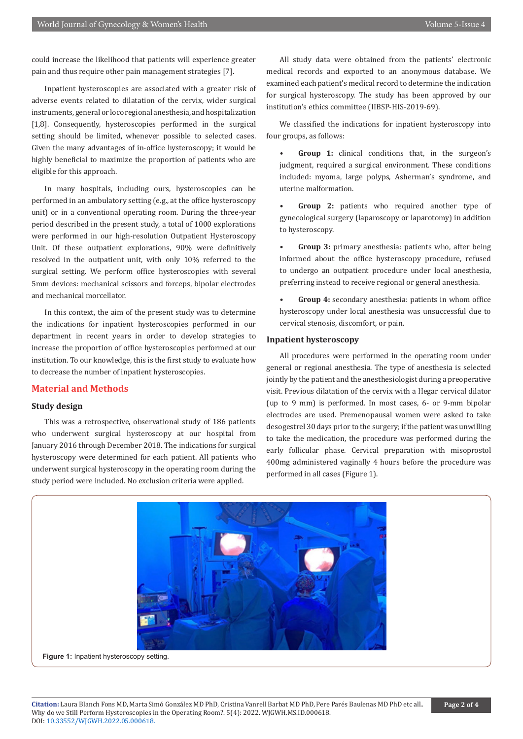could increase the likelihood that patients will experience greater pain and thus require other pain management strategies [7].

Inpatient hysteroscopies are associated with a greater risk of adverse events related to dilatation of the cervix, wider surgical instruments, general or locoregional anesthesia, and hospitalization [1,8]. Consequently, hysteroscopies performed in the surgical setting should be limited, whenever possible to selected cases. Given the many advantages of in-office hysteroscopy; it would be highly beneficial to maximize the proportion of patients who are eligible for this approach.

In many hospitals, including ours, hysteroscopies can be performed in an ambulatory setting (e.g., at the office hysteroscopy unit) or in a conventional operating room. During the three-year period described in the present study, a total of 1000 explorations were performed in our high-resolution Outpatient Hysteroscopy Unit. Of these outpatient explorations, 90% were definitively resolved in the outpatient unit, with only 10% referred to the surgical setting. We perform office hysteroscopies with several 5mm devices: mechanical scissors and forceps, bipolar electrodes and mechanical morcellator.

In this context, the aim of the present study was to determine the indications for inpatient hysteroscopies performed in our department in recent years in order to develop strategies to increase the proportion of office hysteroscopies performed at our institution. To our knowledge, this is the first study to evaluate how to decrease the number of inpatient hysteroscopies.

## Material and Methods

### Study design

This was a retrospective, observational study of 186 patients who underwent surgical hysteroscopy at our hospital from January 2016 through December 2018. The indications for surgical hysteroscopy were determined for each patient. All patients who underwent surgical hysteroscopy in the operating room during the study period were included. No exclusion criteria were applied.

All study data were obtained from the patients' electronic medical records and exported to an anonymous database. We examined each patient's medical record to determine the indication for surgical hysteroscopy. The study has been approved by our institution's ethics committee (IIBSP-HIS-2019-69).

We classified the indications for inpatient hysteroscopy into four groups, as follows:

- **Group 1:** clinical conditions that, in the surgeon's judgment, required a surgical environment. These conditions included: myoma, large polyps, Asherman's syndrome, and uterine malformation.
- **Group 2:** patients who required another type of gynecological surgery (laparoscopy or laparotomy) in addition to hysteroscopy.
- **Group 3:** primary anesthesia: patients who, after being informed about the office hysteroscopy procedure, refused to undergo an outpatient procedure under local anesthesia, preferring instead to receive regional or general anesthesia.
- **Group 4:** secondary anesthesia: patients in whom office hysteroscopy under local anesthesia was unsuccessful due to cervical stenosis, discomfort, or pain.

### Inpatient hysteroscopy

All procedures were performed in the operating room under general or regional anesthesia. The type of anesthesia is selected jointly by the patient and the anesthesiologist during a preoperative visit. Previous dilatation of the cervix with a Hegar cervical dilator (up to 9 mm) is performed. In most cases, 6- or 9-mm bipolar electrodes are used. Premenopausal women were asked to take desogestrel 30 days prior to the surgery; if the patient was unwilling to take the medication, the procedure was performed during the early follicular phase. Cervical preparation with misoprostol 400mg administered vaginally 4 hours before the procedure was performed in all cases (Figure 1).

**Figure 1:** Inpatient hysteroscopy setting.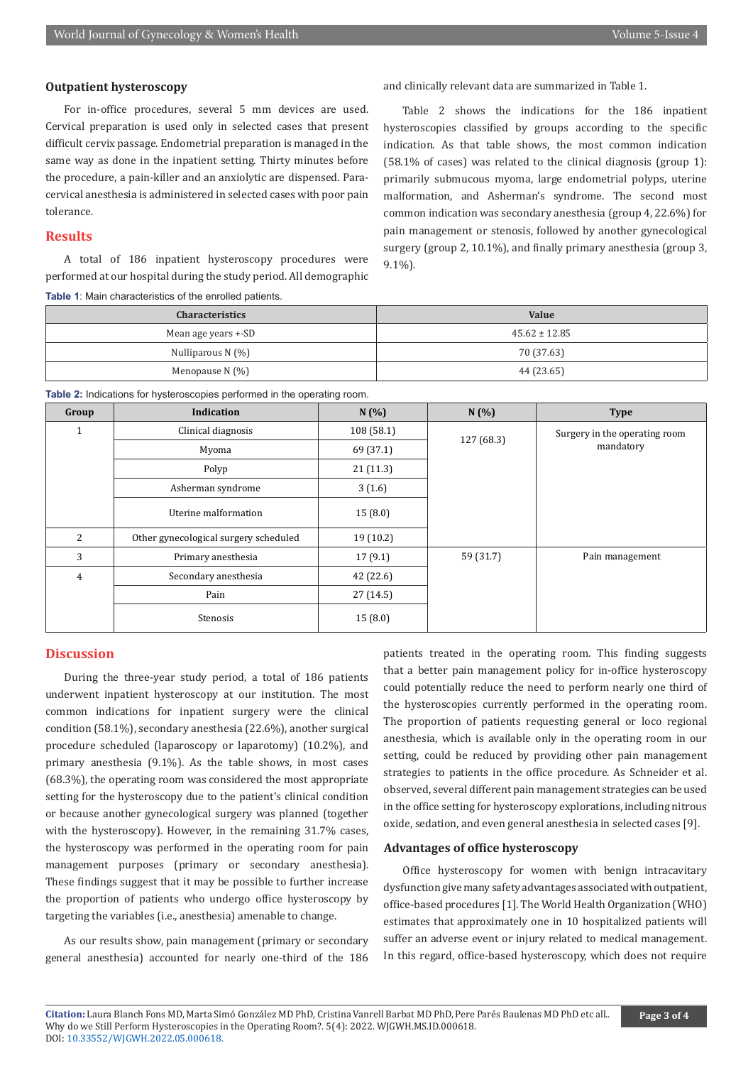### Outpatient hysteroscopy

For in-office procedures, several 5 mm devices are used. Cervical preparation is used only in selected cases that present difficult cervix passage. Endometrial preparation is managed in the same way as done in the inpatient setting. Thirty minutes before the procedure, a pain-killer and an anxiolytic are dispensed. Para-cervical anesthesia is administered in selected cases with poor pain tolerance.

## Results

A total of 186 inpatient hysteroscopy procedures were performed at our hospital during the study period. All demographic and clinically relevant data are summarized in Table 1.

Table 2 shows the indications for the 186 inpatient hysteroscopies classified by groups according to the specific indication. As that table shows, the most common indication (58.1% of cases) was related to the clinical diagnosis (group 1): primarily submucous myoma, large endometrial polyps, uterine malformation, and Asherman's syndrome. The second most common indication was secondary anesthesia (group 4, 22.6%) for pain management or stenosis, followed by another gynecological surgery (group 2, 10.1%), and finally primary anesthesia (group 3, 9.1%).

**Table 1**: Main characteristics of the enrolled patients.

| Characteristics | Value |
|---|---|
| Mean age years +-SD | 45.62 ± 12.85 |
| Nulliparous N (%) | 70 (37.63) |
| Menopause N (%) | 44 (23.65) |

**Table 2:** Indications for hysteroscopies performed in the operating room.

| Group | Indication | N (%) | N (%) | Type |
|---|---|---|---|---|
| 1 | Clinical diagnosis | 108 (58.1) | 127 (68.3) | Surgery in the operating room mandatory |
| | Myoma | 69 (37.1) | | |
| | Polyp | 21 (11.3) | | |
| | Asherman syndrome | 3 (1.6) | | |
| | Uterine malformation | 15 (8.0) | | |
| 2 | Other gynecological surgery scheduled | 19 (10.2) | | |
| 3 | Primary anesthesia | 17 (9.1) | 59 (31.7) | Pain management |
| 4 | Secondary anesthesia | 42 (22.6) | | |
| | Pain | 27 (14.5) | | |
| | Stenosis | 15 (8.0) | | |

## Discussion

During the three-year study period, a total of 186 patients underwent inpatient hysteroscopy at our institution. The most common indications for inpatient surgery were the clinical condition (58.1%), secondary anesthesia (22.6%), another surgical procedure scheduled (laparoscopy or laparotomy) (10.2%), and primary anesthesia (9.1%). As the table shows, in most cases (68.3%), the operating room was considered the most appropriate setting for the hysteroscopy due to the patient's clinical condition or because another gynecological surgery was planned (together with the hysteroscopy). However, in the remaining 31.7% cases, the hysteroscopy was performed in the operating room for pain management purposes (primary or secondary anesthesia). These findings suggest that it may be possible to further increase the proportion of patients who undergo office hysteroscopy by targeting the variables (i.e., anesthesia) amenable to change.

As our results show, pain management (primary or secondary general anesthesia) accounted for nearly one-third of the 186 patients treated in the operating room. This finding suggests that a better pain management policy for in-office hysteroscopy could potentially reduce the need to perform nearly one third of the hysteroscopies currently performed in the operating room. The proportion of patients requesting general or loco regional anesthesia, which is available only in the operating room in our setting, could be reduced by providing other pain management strategies to patients in the office procedure. As Schneider et al. observed, several different pain management strategies can be used in the office setting for hysteroscopy explorations, including nitrous oxide, sedation, and even general anesthesia in selected cases [9].

### Advantages of office hysteroscopy

Office hysteroscopy for women with benign intracavitary dysfunction give many safety advantages associated with outpatient, office-based procedures [1]. The World Health Organization (WHO) estimates that approximately one in 10 hospitalized patients will suffer an adverse event or injury related to medical management. In this regard, office-based hysteroscopy, which does not require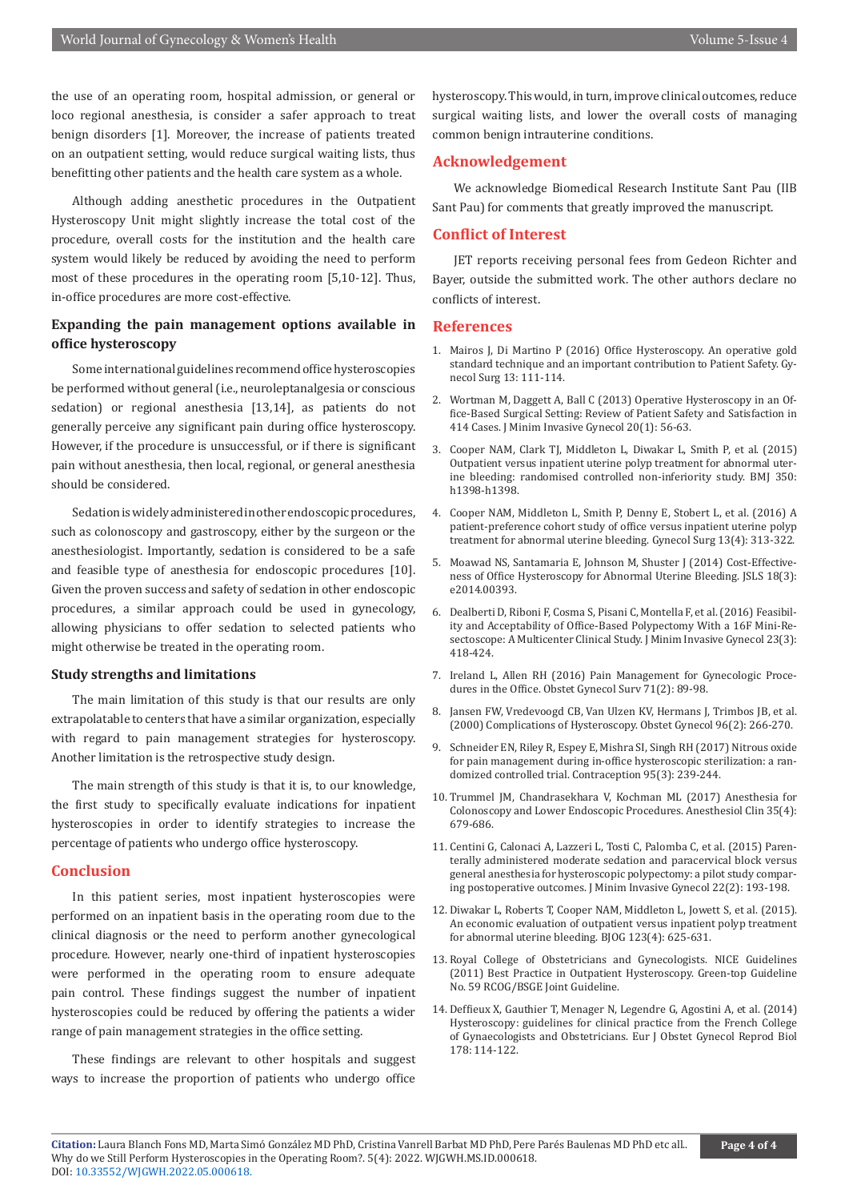the use of an operating room, hospital admission, or general or loco regional anesthesia, is consider a safer approach to treat benign disorders [1]. Moreover, the increase of patients treated on an outpatient setting, would reduce surgical waiting lists, thus benefitting other patients and the health care system as a whole.

Although adding anesthetic procedures in the Outpatient Hysteroscopy Unit might slightly increase the total cost of the procedure, overall costs for the institution and the health care system would likely be reduced by avoiding the need to perform most of these procedures in the operating room [5,10-12]. Thus, in-office procedures are more cost-effective.

### Expanding the pain management options available in office hysteroscopy

Some international guidelines recommend office hysteroscopies be performed without general (i.e., neuroleptanalgesia or conscious sedation) or regional anesthesia [13,14], as patients do not generally perceive any significant pain during office hysteroscopy. However, if the procedure is unsuccessful, or if there is significant pain without anesthesia, then local, regional, or general anesthesia should be considered.

Sedation is widely administered in other endoscopic procedures, such as colonoscopy and gastroscopy, either by the surgeon or the anesthesiologist. Importantly, sedation is considered to be a safe and feasible type of anesthesia for endoscopic procedures [10]. Given the proven success and safety of sedation in other endoscopic procedures, a similar approach could be used in gynecology, allowing physicians to offer sedation to selected patients who might otherwise be treated in the operating room.

### Study strengths and limitations

The main limitation of this study is that our results are only extrapolatable to centers that have a similar organization, especially with regard to pain management strategies for hysteroscopy. Another limitation is the retrospective study design.

The main strength of this study is that it is, to our knowledge, the first study to specifically evaluate indications for inpatient hysteroscopies in order to identify strategies to increase the percentage of patients who undergo office hysteroscopy.

## Conclusion

In this patient series, most inpatient hysteroscopies were performed on an inpatient basis in the operating room due to the clinical diagnosis or the need to perform another gynecological procedure. However, nearly one-third of inpatient hysteroscopies were performed in the operating room to ensure adequate pain control. These findings suggest the number of inpatient hysteroscopies could be reduced by offering the patients a wider range of pain management strategies in the office setting.

These findings are relevant to other hospitals and suggest ways to increase the proportion of patients who undergo office hysteroscopy. This would, in turn, improve clinical outcomes, reduce surgical waiting lists, and lower the overall costs of managing common benign intrauterine conditions.

## Acknowledgement

We acknowledge Biomedical Research Institute Sant Pau (IIB Sant Pau) for comments that greatly improved the manuscript.

## Conflict of Interest

JET reports receiving personal fees from Gedeon Richter and Bayer, outside the submitted work. The other authors declare no conflicts of interest.

## References

1. Mairos J, Di Martino P (2016) Office Hysteroscopy. An operative gold standard technique and an important contribution to Patient Safety. Gynecol Surg 13: 111-114.
2. Wortman M, Daggett A, Ball C (2013) Operative Hysteroscopy in an Office-Based Surgical Setting: Review of Patient Safety and Satisfaction in 414 Cases. J Minim Invasive Gynecol 20(1): 56-63.
3. Cooper NAM, Clark TJ, Middleton L, Diwakar L, Smith P, et al. (2015) Outpatient versus inpatient uterine polyp treatment for abnormal uterine bleeding: randomised controlled non-inferiority study. BMJ 350: h1398-h1398.
4. Cooper NAM, Middleton L, Smith P, Denny E, Stobert L, et al. (2016) A patient-preference cohort study of office versus inpatient uterine polyp treatment for abnormal uterine bleeding. Gynecol Surg 13(4): 313-322.
5. Moawad NS, Santamaria E, Johnson M, Shuster J (2014) Cost-Effectiveness of Office Hysteroscopy for Abnormal Uterine Bleeding. JSLS 18(3): e2014.00393.
6. Dealberti D, Riboni F, Cosma S, Pisani C, Montella F, et al. (2016) Feasibility and Acceptability of Office-Based Polypectomy With a 16F Mini-Resectoscope: A Multicenter Clinical Study. J Minim Invasive Gynecol 23(3): 418-424.
7. Ireland L, Allen RH (2016) Pain Management for Gynecologic Procedures in the Office. Obstet Gynecol Surv 71(2): 89-98.
8. Jansen FW, Vredevoogd CB, Van Ulzen KV, Hermans J, Trimbos JB, et al. (2000) Complications of Hysteroscopy. Obstet Gynecol 96(2): 266-270.
9. Schneider EN, Riley R, Espey E, Mishra SI, Singh RH (2017) Nitrous oxide for pain management during in-office hysteroscopic sterilization: a randomized controlled trial. Contraception 95(3): 239-244.
10. Trummel JM, Chandrasekhara V, Kochman ML (2017) Anesthesia for Colonoscopy and Lower Endoscopic Procedures. Anesthesiol Clin 35(4): 679-686.
11. Centini G, Calonaci A, Lazzeri L, Tosti C, Palomba C, et al. (2015) Parenterally administered moderate sedation and paracervical block versus general anesthesia for hysteroscopic polypectomy: a pilot study comparing postoperative outcomes. J Minim Invasive Gynecol 22(2): 193-198.
12. Diwakar L, Roberts T, Cooper NAM, Middleton L, Jowett S, et al. (2015). An economic evaluation of outpatient versus inpatient polyp treatment for abnormal uterine bleeding. BJOG 123(4): 625-631.
13. Royal College of Obstetricians and Gynecologists. NICE Guidelines (2011) Best Practice in Outpatient Hysteroscopy. Green-top Guideline No. 59 RCOG/BSGE Joint Guideline.
14. Deffieux X, Gauthier T, Menager N, Legendre G, Agostini A, et al. (2014) Hysteroscopy: guidelines for clinical practice from the French College of Gynaecologists and Obstetricians. Eur J Obstet Gynecol Reprod Biol 178: 114-122.